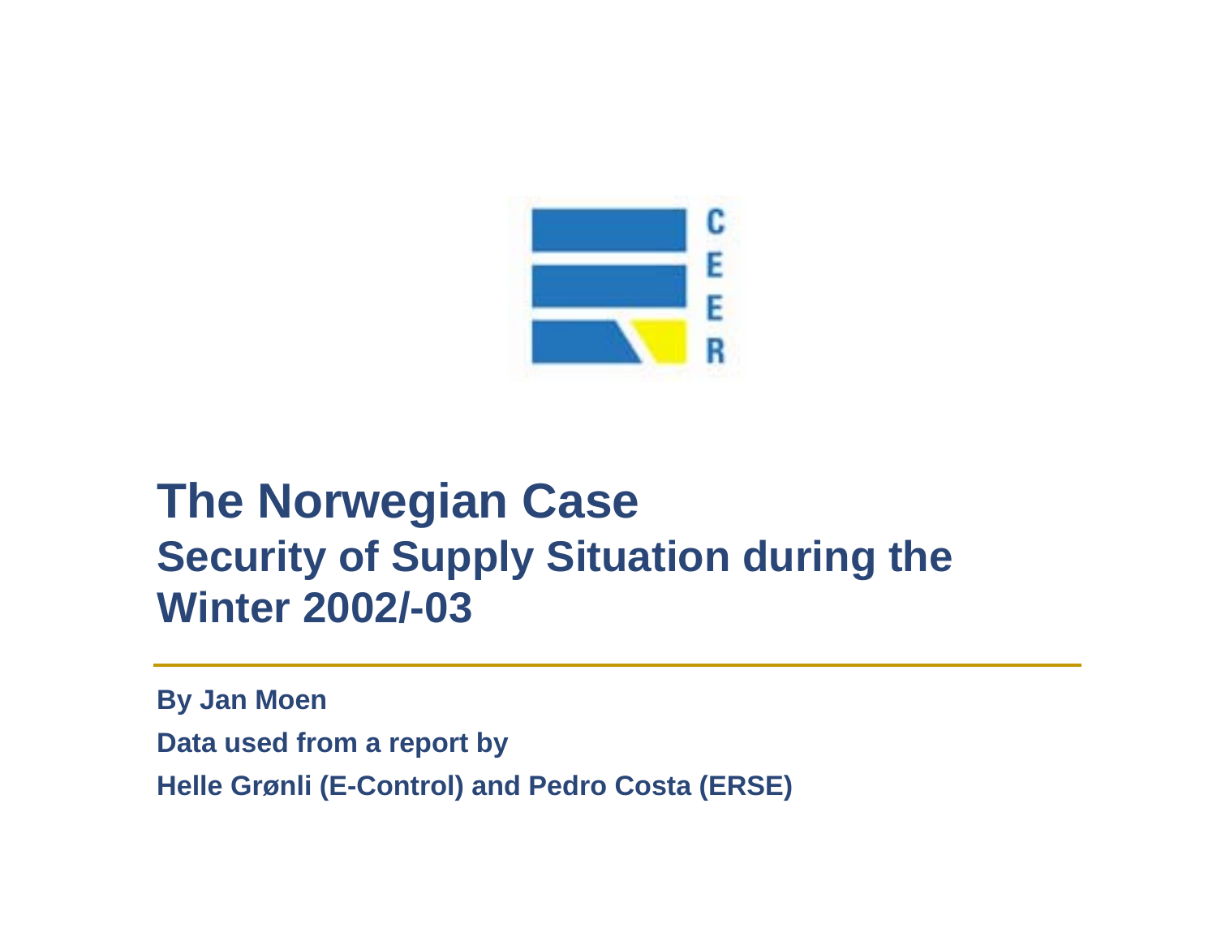# The Norwegian Case

## Security of Supply Situation during the Winter 2002/-03

**By Jan Moen**

**Data used from a report by**

**Helle Grønli (E-Control) and Pedro Costa (ERSE)**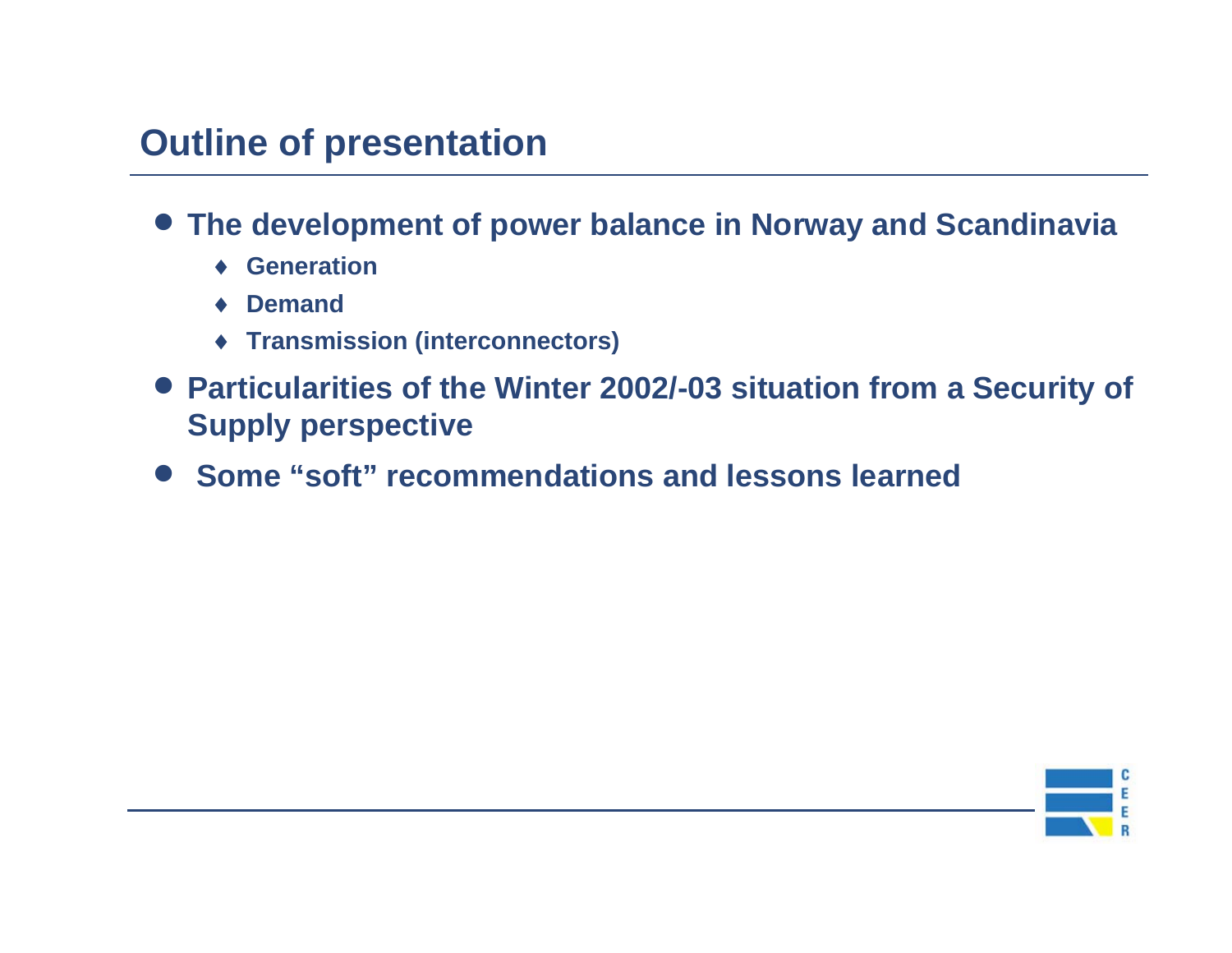# Outline of presentation

- **The development of power balance in Norway and Scandinavia**
  - **Generation**
  - **Demand**
  - **Transmission (interconnectors)**
- **Particularities of the Winter 2002/-03 situation from a Security of Supply perspective**
- **Some “soft” recommendations and lessons learned**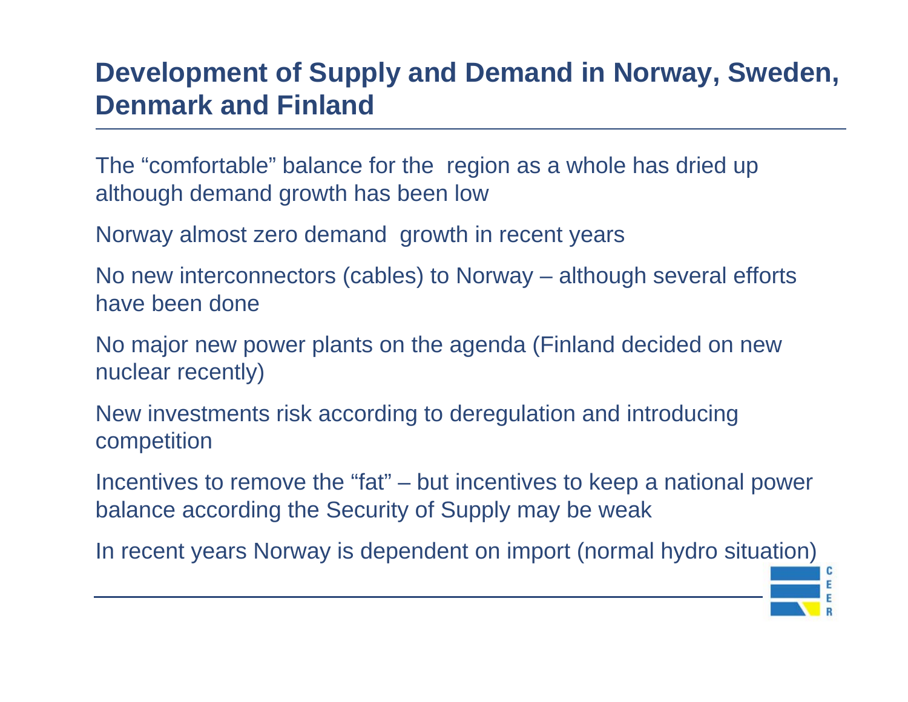# Development of Supply and Demand in Norway, Sweden, Denmark and Finland

The “comfortable” balance for the region as a whole has dried up although demand growth has been low

Norway almost zero demand growth in recent years

No new interconnectors (cables) to Norway – although several efforts have been done

No major new power plants on the agenda (Finland decided on new nuclear recently)

New investments risk according to deregulation and introducing competition

Incentives to remove the “fat” – but incentives to keep a national power balance according the Security of Supply may be weak

In recent years Norway is dependent on import (normal hydro situation)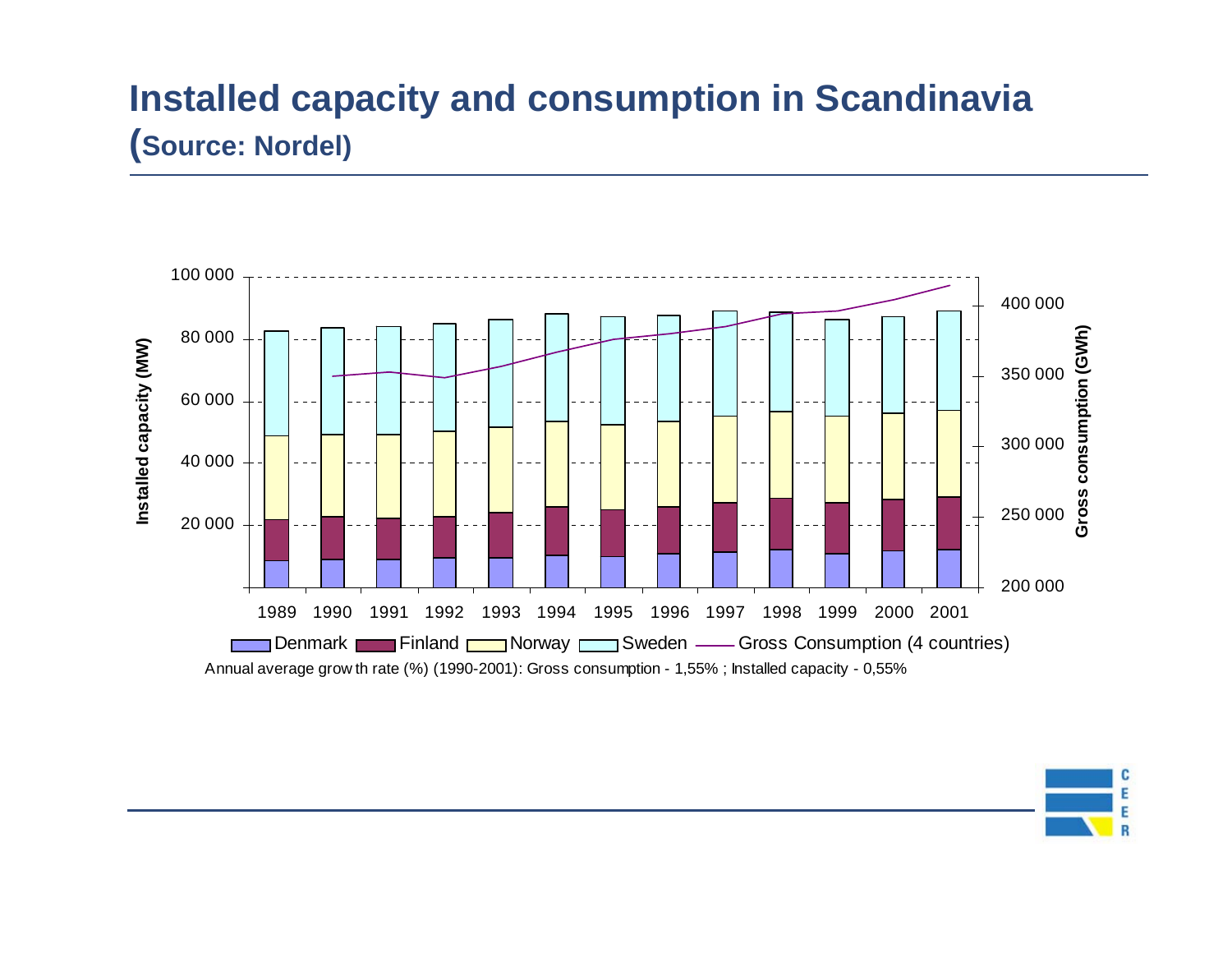# Installed capacity and consumption in Scandinavia (Source: Nordel)

Installed capacity (MW) | Gross consumption (GWh)

1989 1990 1991 1992 1993 1994 1995 1996 1997 1998 1999 2000 2001

Denmark, Finland, Norway, Sweden, Gross Consumption (4 countries)

Annual average growth rate (%) (1990-2001): Gross consumption - 1,55% ; Installed capacity - 0,55%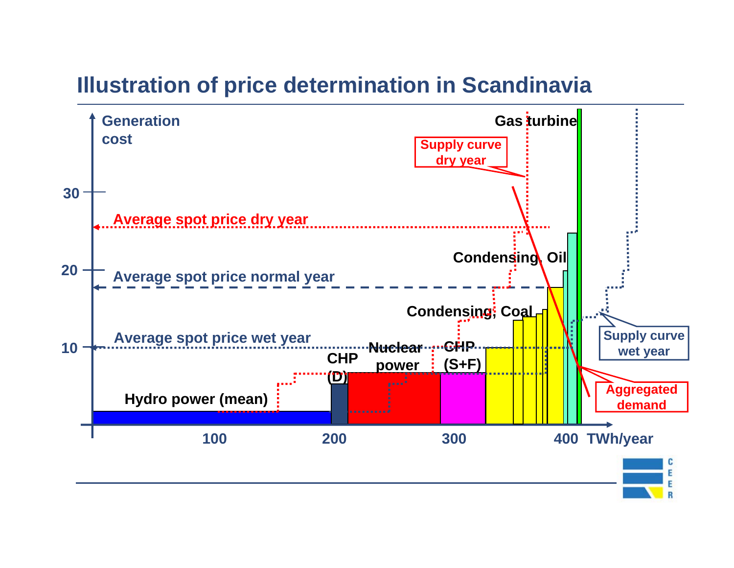# Illustration of price determination in Scandinavia

Generation cost

30

20

10

Average spot price dry year

Average spot price normal year

Average spot price wet year

Gas turbine

Supply curve dry year

Condensing, Oil

Condensing, Coal

Nuclear power

CHP (S+F)

CHP (D)

Hydro power (mean)

Supply curve wet year

Aggregated demand

100

200

300

400 TWh/year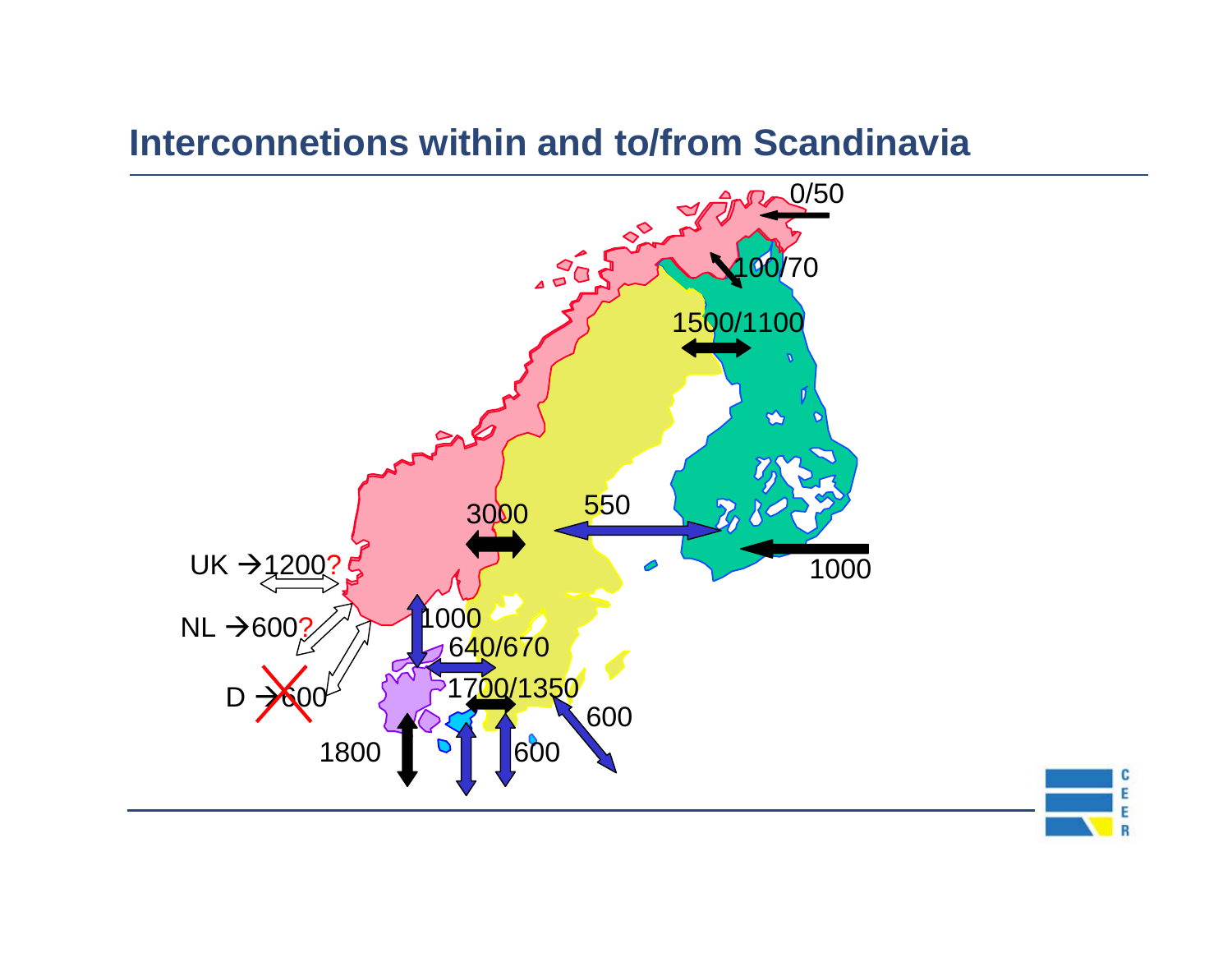# Interconnetions within and to/from Scandinavia

0/50

100/70

1500/1100

3000

550

1000

UK → 1200?

NL → 600?

D → 600

1000

640/670

1700/1350

600

1800

600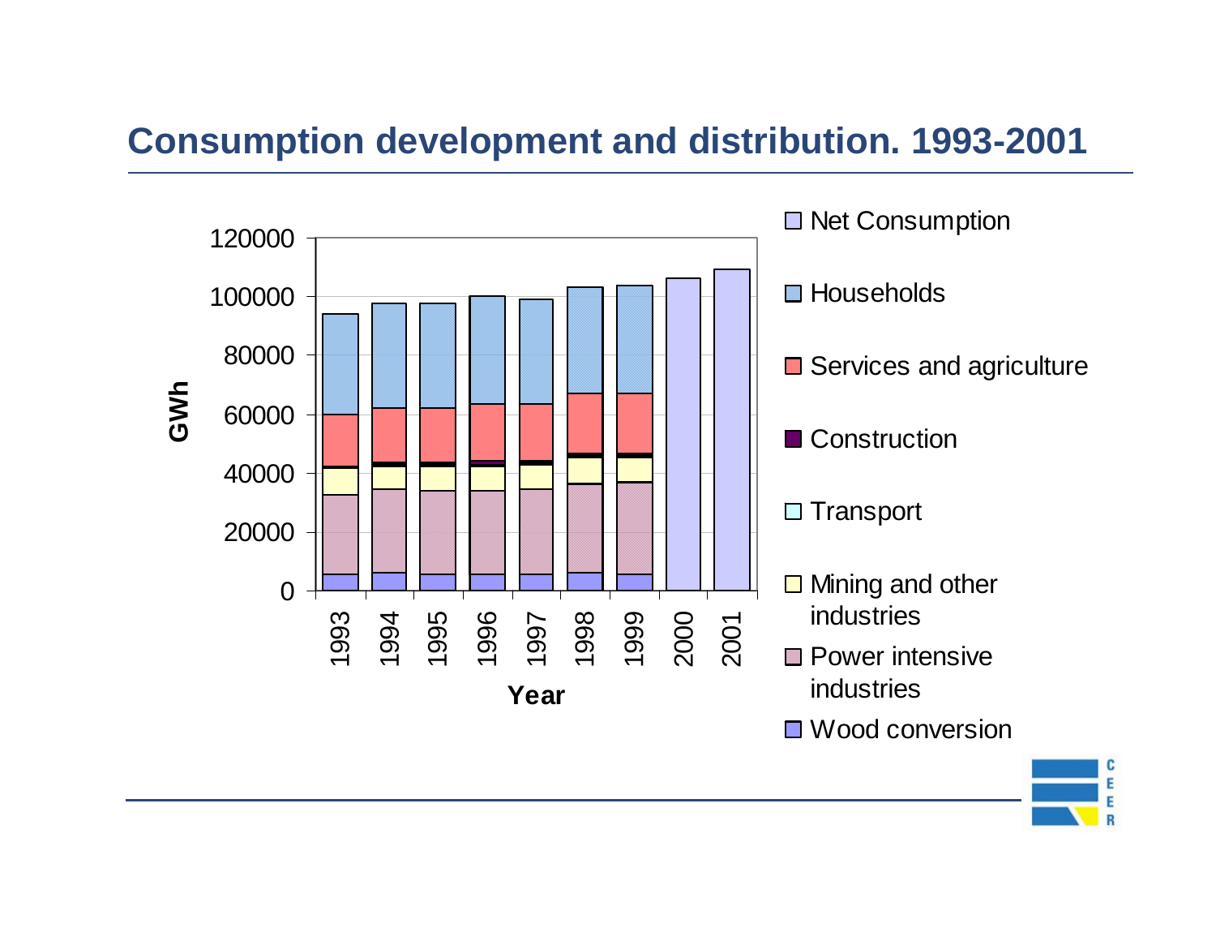# Consumption development and distribution. 1993-2001

GWh

120000
100000
80000
60000
40000
20000
0

1993 1994 1995 1996 1997 1998 1999 2000 2001

Year

- Net Consumption
- Households
- Services and agriculture
- Construction
- Transport
- Mining and other industries
- Power intensive industries
- Wood conversion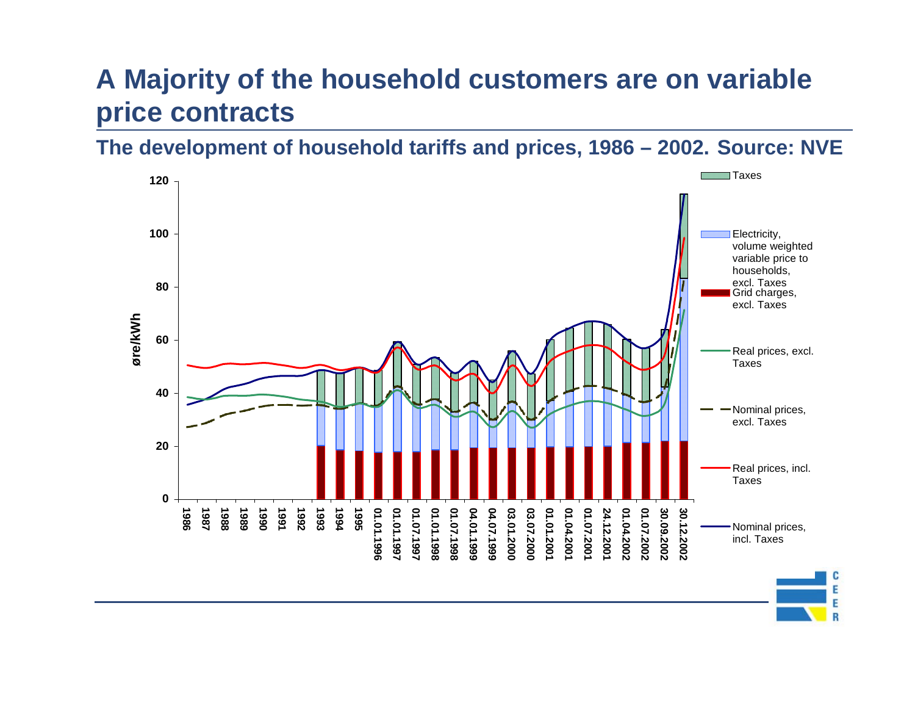# A Majority of the household customers are on variable price contracts

## The development of household tariffs and prices, 1986 – 2002. Source: NVE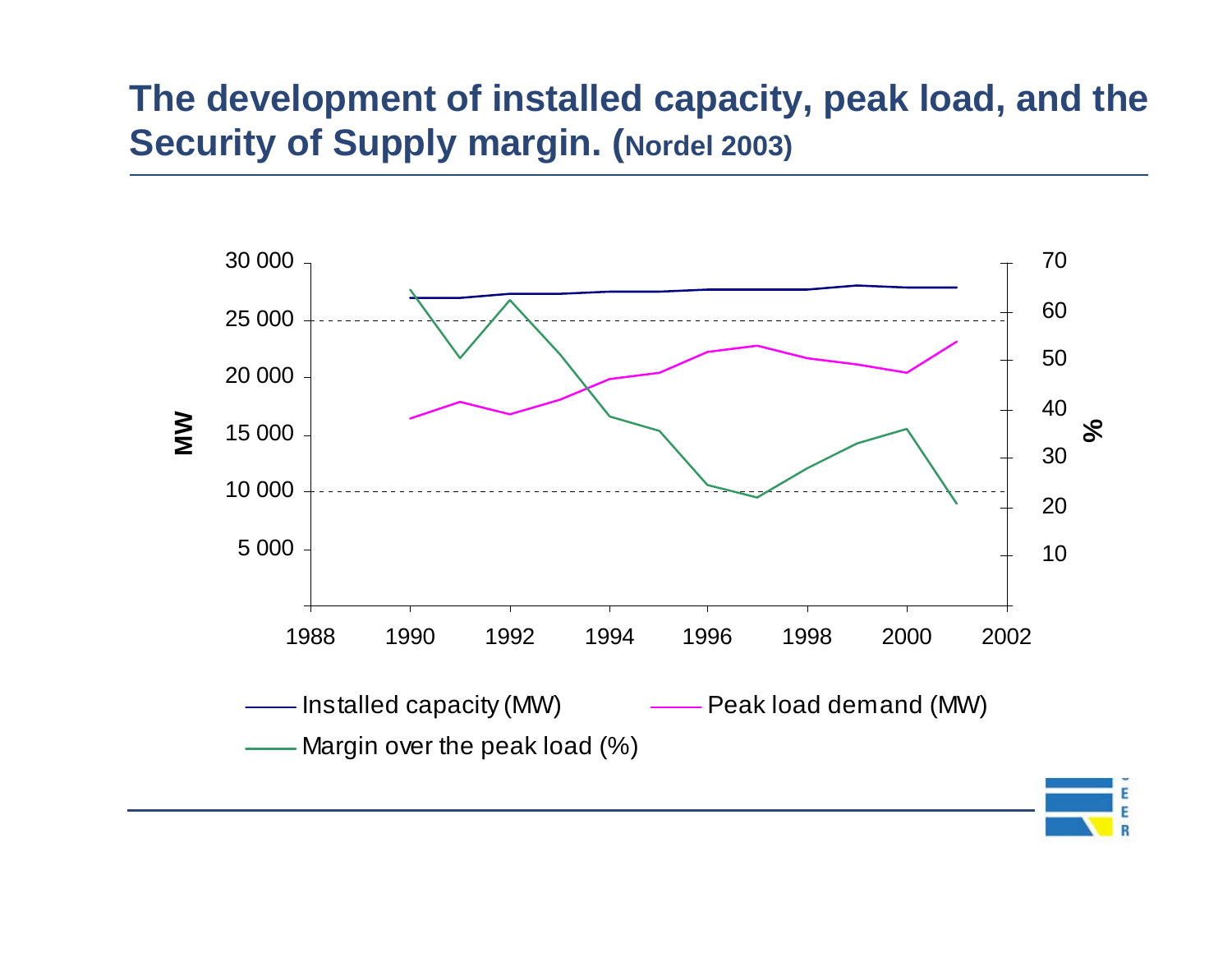# The development of installed capacity, peak load, and the Security of Supply margin. (Nordel 2003)

MW

30 000
25 000
20 000
15 000
10 000
5 000

%

70
60
50
40
30
20
10

1988 1990 1992 1994 1996 1998 2000 2002

Installed capacity (MW)
Peak load demand (MW)
Margin over the peak load (%)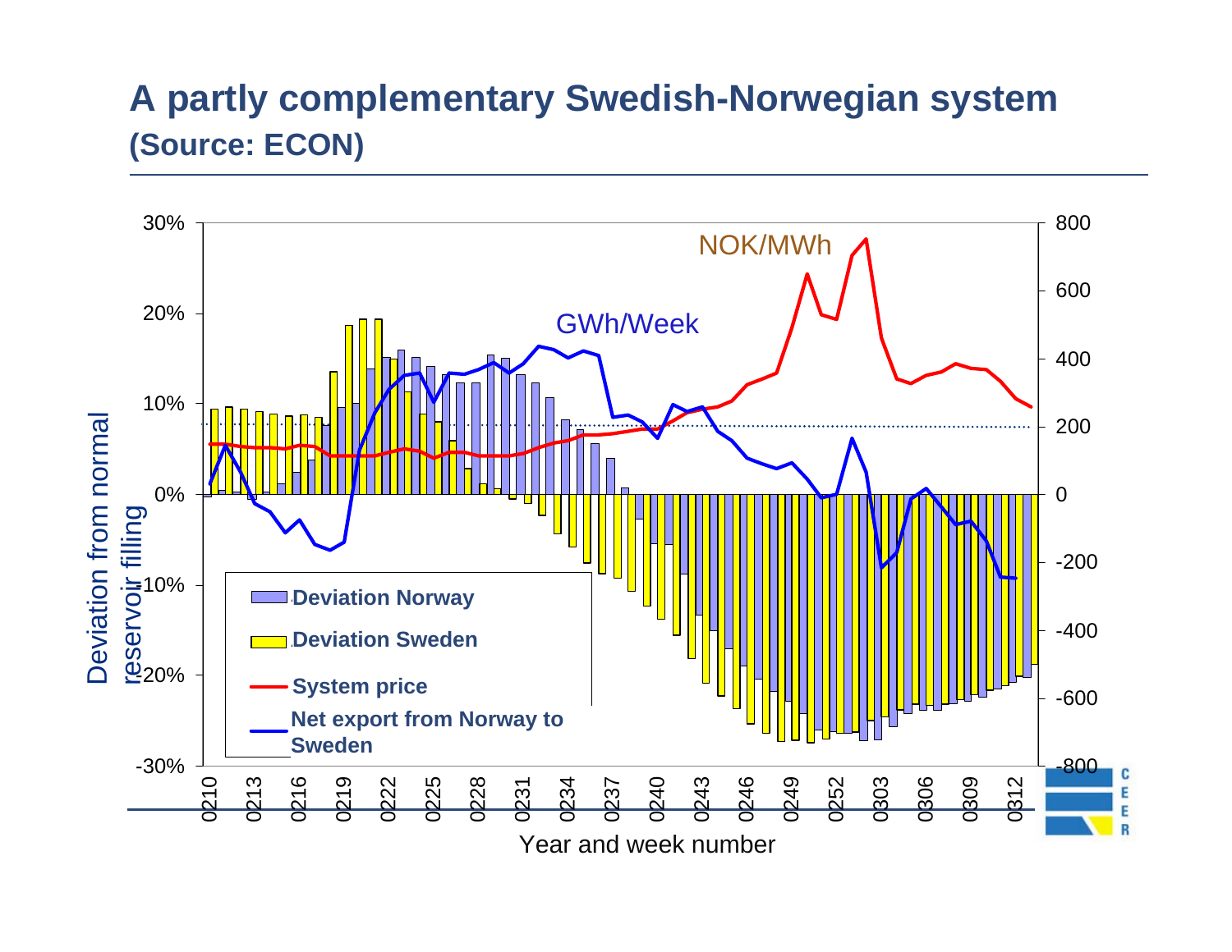# A partly complementary Swedish-Norwegian system

## (Source: ECON)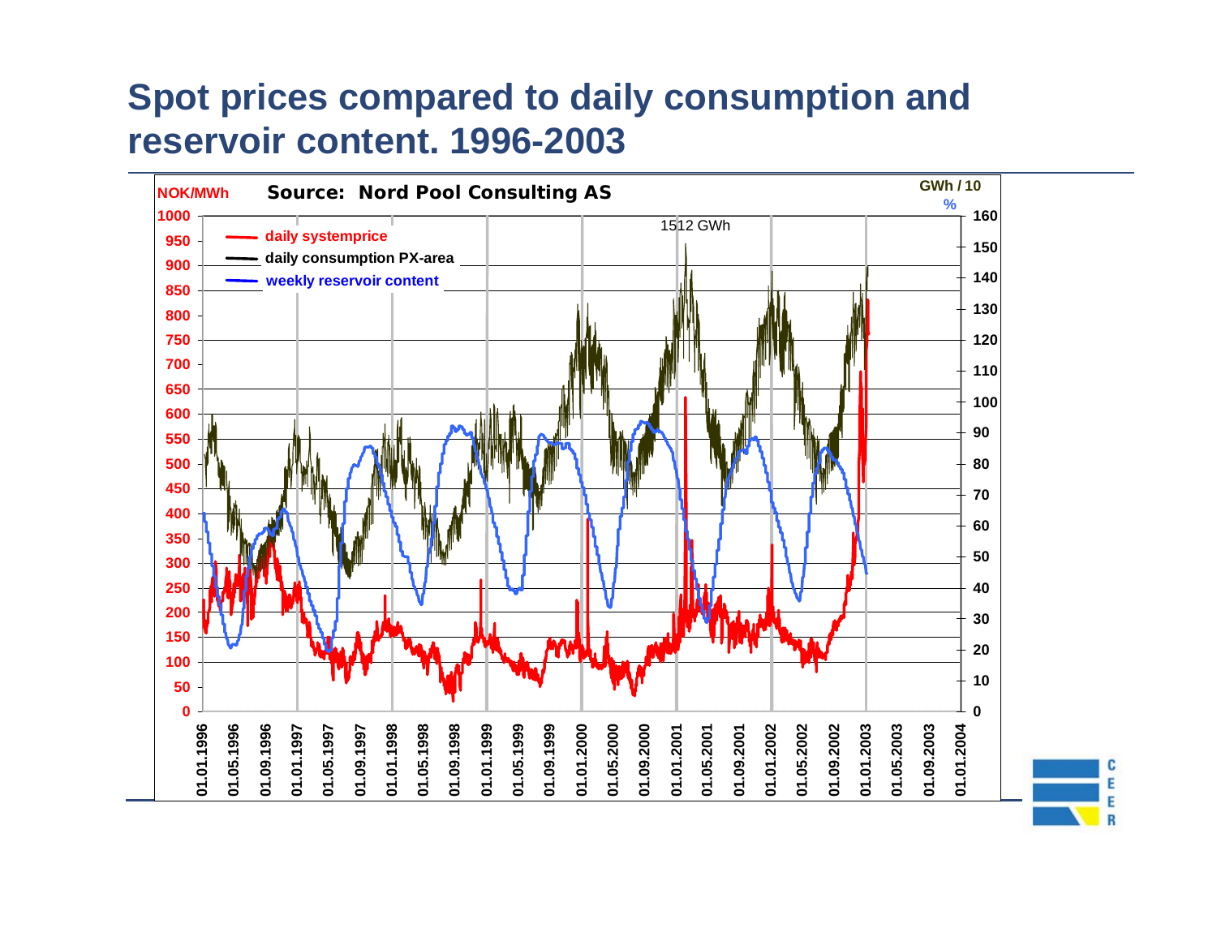# Spot prices compared to daily consumption and reservoir content. 1996-2003

NOK/MWh Source: Nord Pool Consulting AS

GWh / 10

%

1512 GWh

- daily systemprice
- daily consumption PX-area
- weekly reservoir content

Left axis (NOK/MWh): 0, 50, 100, 150, 200, 250, 300, 350, 400, 450, 500, 550, 600, 650, 700, 750, 800, 850, 900, 950, 1000

Right axis (GWh / 10, %): 0, 10, 20, 30, 40, 50, 60, 70, 80, 90, 100, 110, 120, 130, 140, 150, 160

Horizontal axis: 01.01.1996, 01.05.1996, 01.09.1996, 01.01.1997, 01.05.1997, 01.09.1997, 01.01.1998, 01.05.1998, 01.09.1998, 01.01.1999, 01.05.1999, 01.09.1999, 01.01.2000, 01.05.2000, 01.09.2000, 01.01.2001, 01.05.2001, 01.09.2001, 01.01.2002, 01.05.2002, 01.09.2002, 01.01.2003, 01.05.2003, 01.09.2003, 01.01.2004

CEER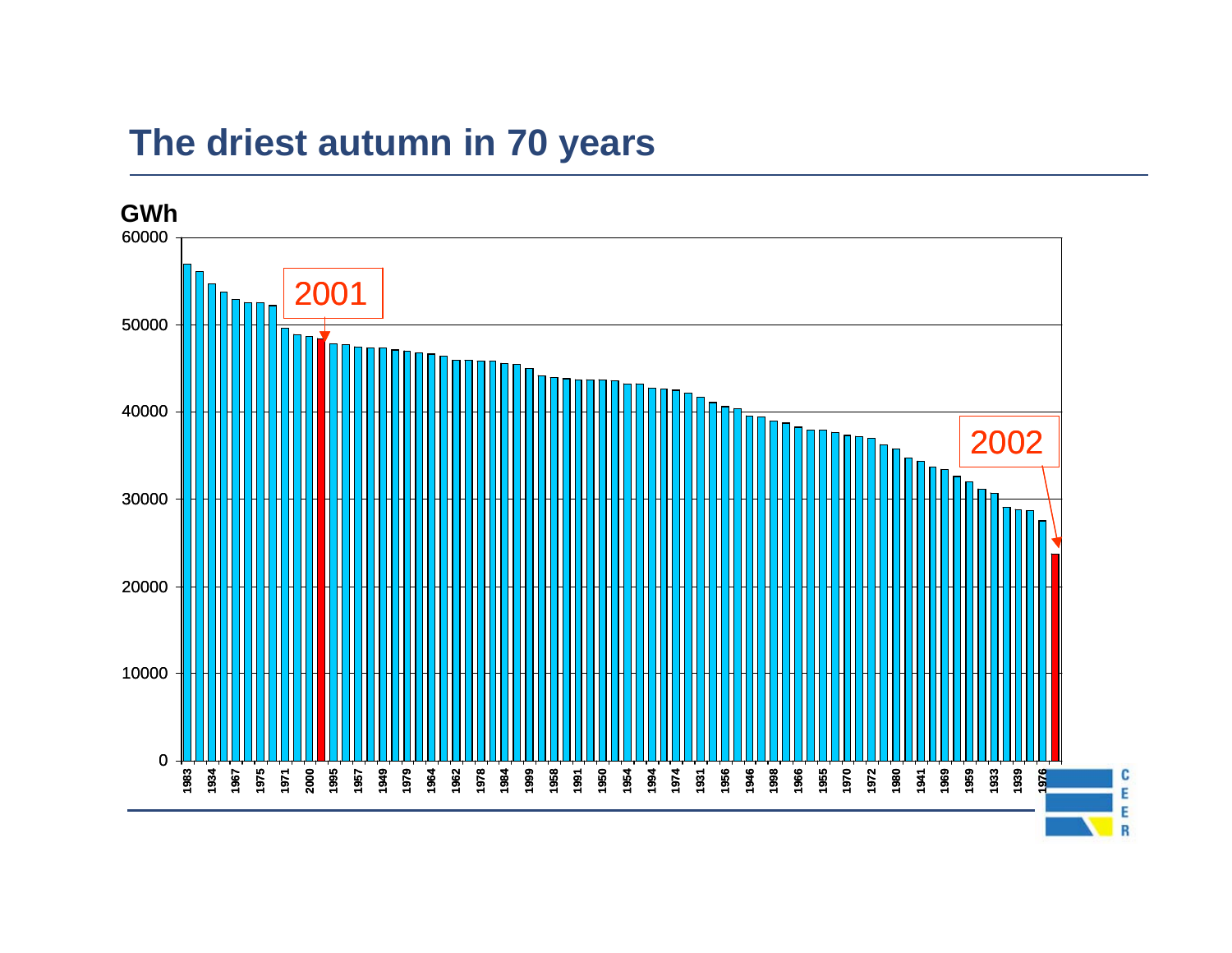# The driest autumn in 70 years

GWh

| Year | GWh (approx.) |
|---|---|
| 1983 | 57000 |
| 1934 | 56100 |
| 1967 | 54700 |
| 1975 | 53700 |
| 1971 | 52500 |
| 2000 | 48700 |
| 1995 | 47800 |
| 1957 | 47400 |
| 1949 | 47300 |
| 1979 | 46900 |
| 1964 | 46600 |
| 1962 | 45900 |
| 1978 | 45800 |
| 1984 | 45500 |
| 1999 | 45000 |
| 1958 | 43900 |
| 1991 | 43700 |
| 1950 | 43600 |
| 1954 | 43200 |
| 1994 | 42700 |
| 1974 | 42500 |
| 1931 | 41700 |
| 1956 | 40600 |
| 1946 | 39500 |
| 1998 | 38900 |
| 1966 | 38200 |
| 1955 | 37900 |
| 1970 | 37300 |
| 1972 | 37000 |
| 1980 | 35800 |
| 1941 | 34300 |
| 1969 | 33300 |
| 1959 | 32000 |
| 1933 | 30600 |
| 1939 | 28700 |
| 1976 | 27500 |

2001 (highlighted, approx. 48300 GWh)

2002 (highlighted, approx. 23700 GWh)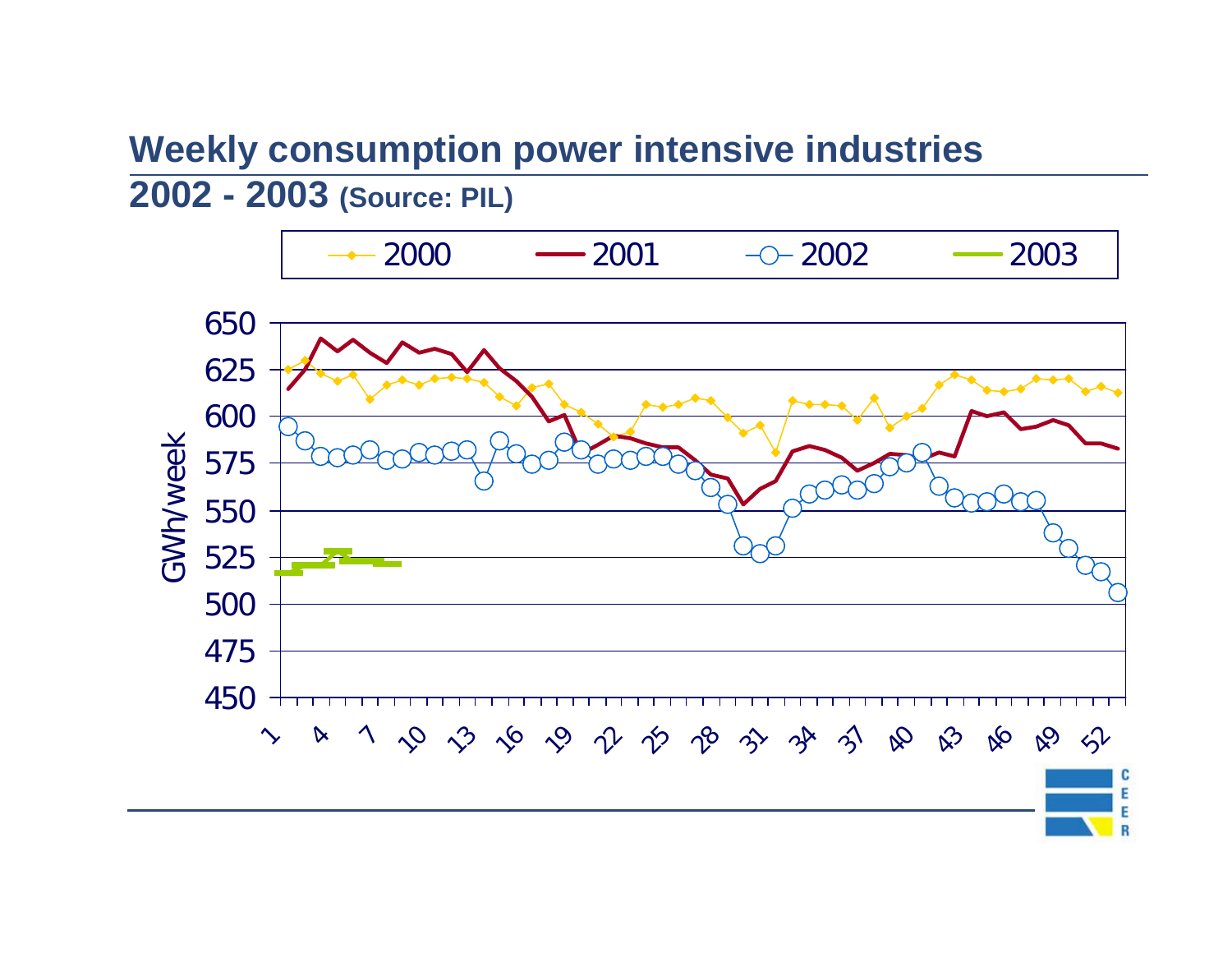# Weekly consumption power intensive industries

## 2002 - 2003 **(Source: PIL)**

2000 | 2001 | 2002 | 2003

GWh/week

650
625
600
575
550
525
500
475
450

1 4 7 10 13 16 19 22 25 28 31 34 37 40 43 46 49 52

CEER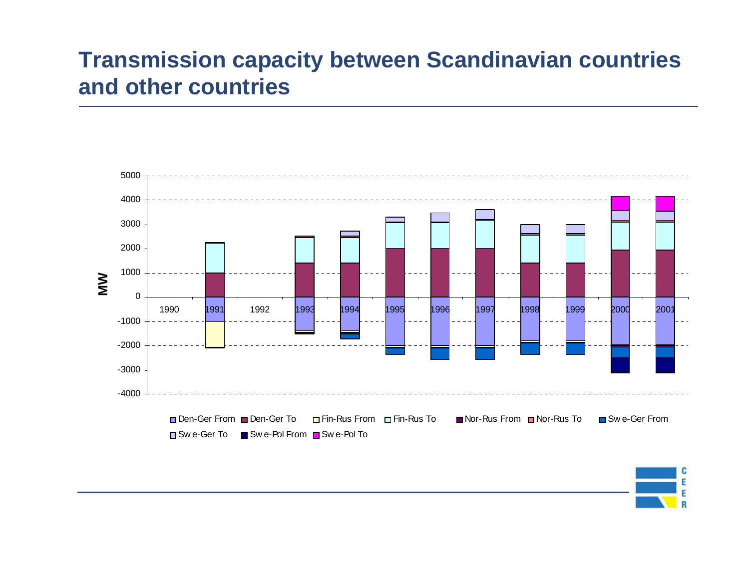# Transmission capacity between Scandinavian countries and other countries

MW

5000
4000
3000
2000
1000
0
-1000
-2000
-3000
-4000

1990 1991 1992 1993 1994 1995 1996 1997 1998 1999 2000 2001

Den-Ger From, Den-Ger To, Fin-Rus From, Fin-Rus To, Nor-Rus From, Nor-Rus To, Swe-Ger From, Swe-Ger To, Swe-Pol From, Swe-Pol To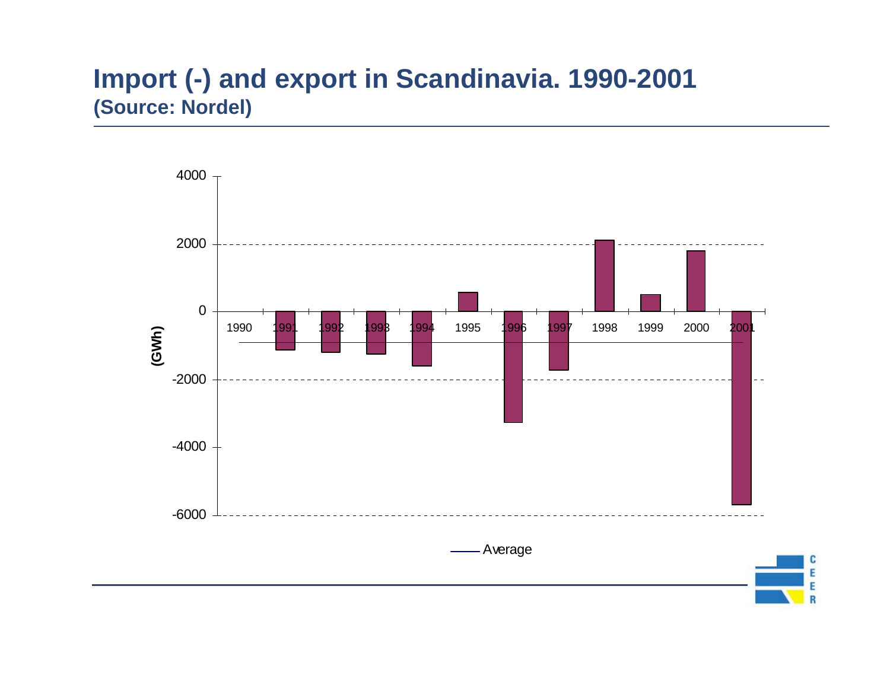# Import (-) and export in Scandinavia. 1990-2001

**(Source: Nordel)**

(GWh)

4000

2000

0

-2000

-4000

-6000

1990 1991 1992 1993 1994 1995 1996 1997 1998 1999 2000 2001

Average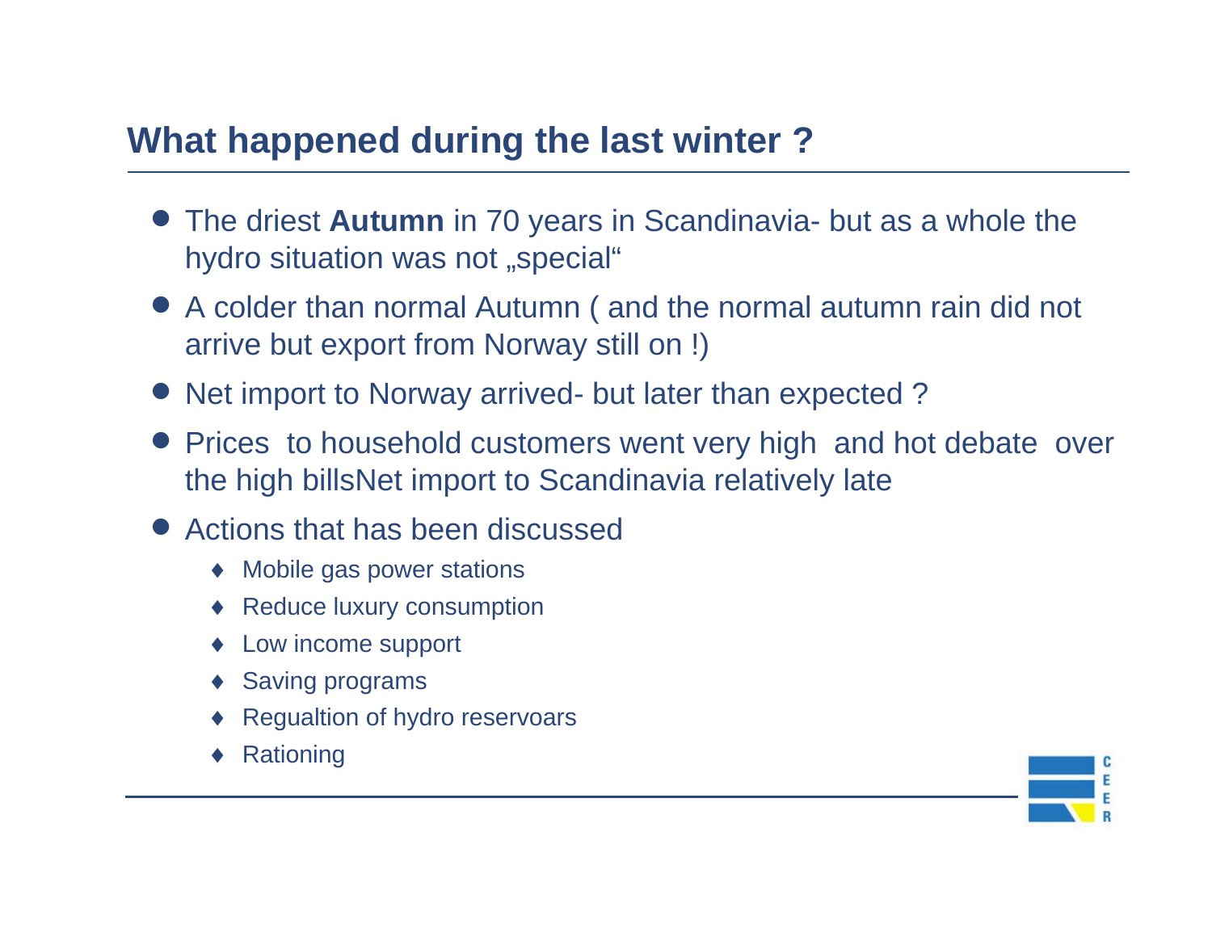# What happened during the last winter ?

- The driest **Autumn** in 70 years in Scandinavia- but as a whole the hydro situation was not „special"
- A colder than normal Autumn ( and the normal autumn rain did not arrive but export from Norway still on !)
- Net import to Norway arrived- but later than expected ?
- Prices to household customers went very high and hot debate over the high billsNet import to Scandinavia relatively late
- Actions that has been discussed
  - Mobile gas power stations
  - Reduce luxury consumption
  - Low income support
  - Saving programs
  - Regualtion of hydro reservoars
  - Rationing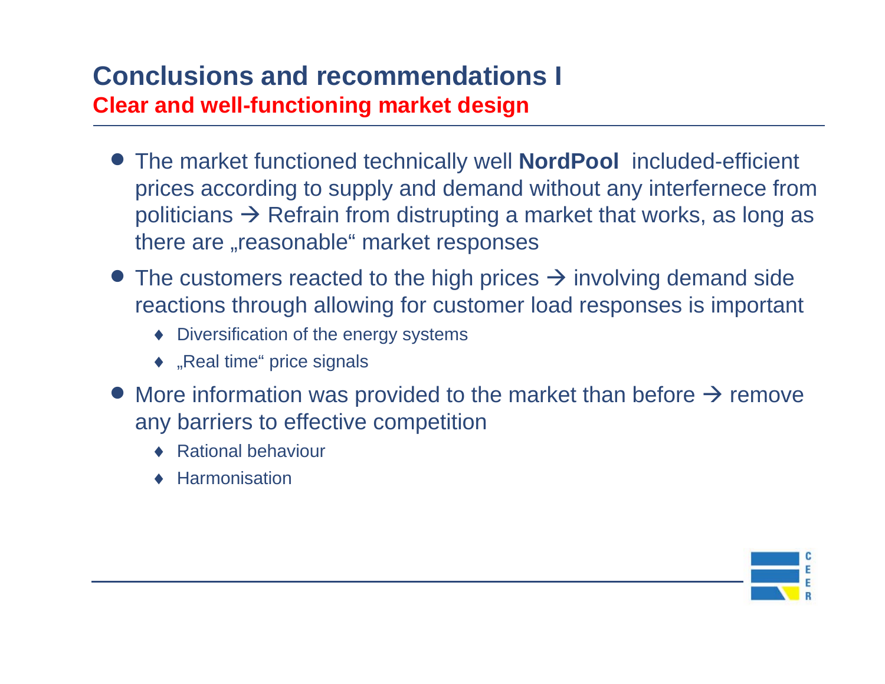# Conclusions and recommendations I

## Clear and well-functioning market design

- The market functioned technically well **NordPool** included-efficient prices according to supply and demand without any interfernece from politicians → Refrain from distrupting a market that works, as long as there are „reasonable“ market responses
- The customers reacted to the high prices → involving demand side reactions through allowing for customer load responses is important
  - Diversification of the energy systems
  - „Real time“ price signals
- More information was provided to the market than before → remove any barriers to effective competition
  - Rational behaviour
  - Harmonisation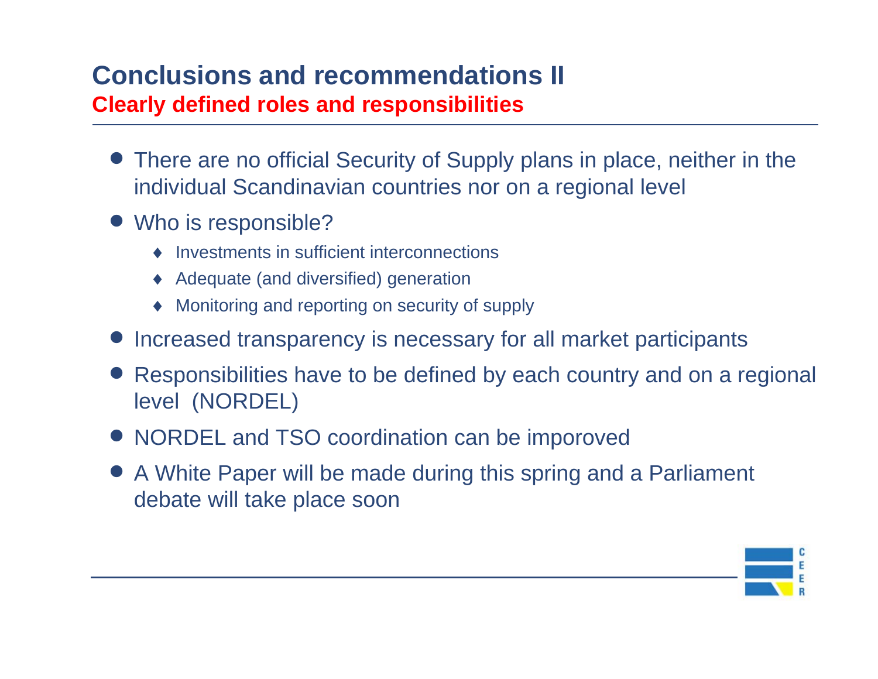# Conclusions and recommendations II

## Clearly defined roles and responsibilities

- There are no official Security of Supply plans in place, neither in the individual Scandinavian countries nor on a regional level
- Who is responsible?
  - Investments in sufficient interconnections
  - Adequate (and diversified) generation
  - Monitoring and reporting on security of supply
- Increased transparency is necessary for all market participants
- Responsibilities have to be defined by each country and on a regional level (NORDEL)
- NORDEL and TSO coordination can be imporoved
- A White Paper will be made during this spring and a Parliament debate will take place soon